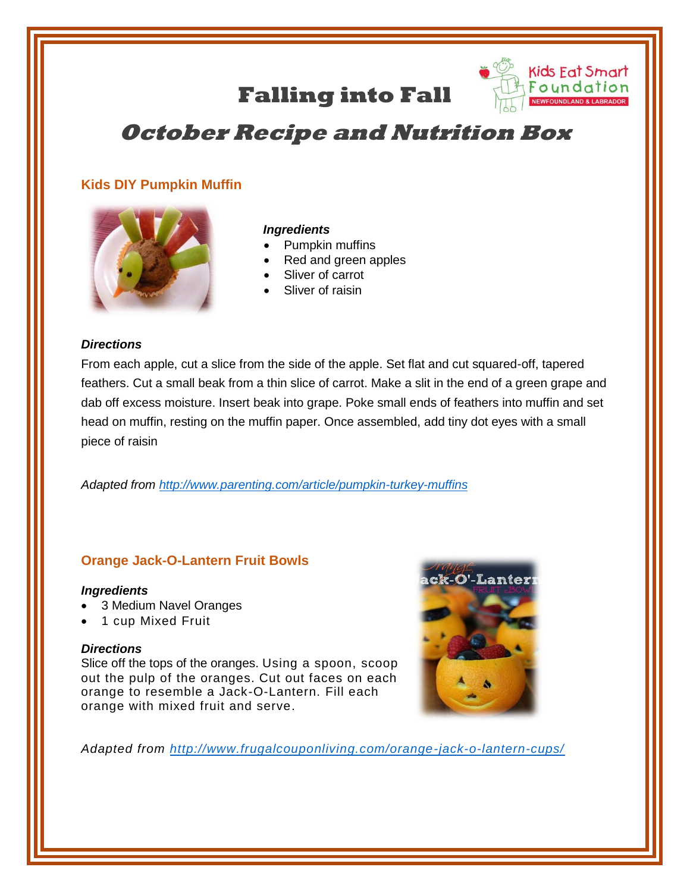# Falling into Fall

## October Recipe and Nutrition Box

### Kids DIY Pumpkin Muffin

***Ingredients***

- Pumpkin muffins
- Red and green apples
- Sliver of carrot
- Sliver of raisin

***Directions***

From each apple, cut a slice from the side of the apple. Set flat and cut squared-off, tapered feathers. Cut a small beak from a thin slice of carrot. Make a slit in the end of a green grape and dab off excess moisture. Insert beak into grape. Poke small ends of feathers into muffin and set head on muffin, resting on the muffin paper. Once assembled, add tiny dot eyes with a small piece of raisin

*Adapted from [http://www.parenting.com/article/pumpkin-turkey-muffins](http://www.parenting.com/article/pumpkin-turkey-muffins)*

### Orange Jack-O-Lantern Fruit Bowls

***Ingredients***

- 3 Medium Navel Oranges
- 1 cup Mixed Fruit

***Directions***

Slice off the tops of the oranges. Using a spoon, scoop out the pulp of the oranges. Cut out faces on each orange to resemble a Jack-O-Lantern. Fill each orange with mixed fruit and serve.

*Adapted from [http://www.frugalcouponliving.com/orange-jack-o-lantern-cups/](http://www.frugalcouponliving.com/orange-jack-o-lantern-cups/)*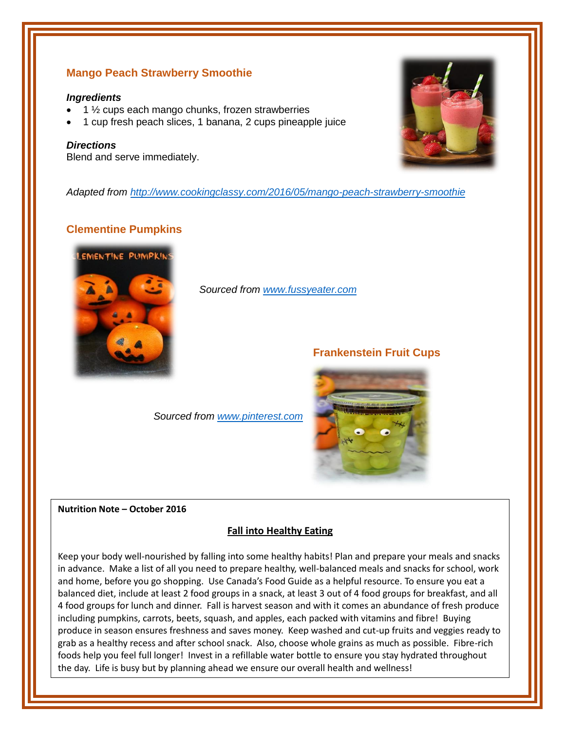## Mango Peach Strawberry Smoothie

***Ingredients***

- 1 ½ cups each mango chunks, frozen strawberries
- 1 cup fresh peach slices, 1 banana, 2 cups pineapple juice

***Directions***

Blend and serve immediately.

*Adapted from [http://www.cookingclassy.com/2016/05/mango-peach-strawberry-smoothie](http://www.cookingclassy.com/2016/05/mango-peach-strawberry-smoothie)*

## Clementine Pumpkins

*Sourced from [www.fussyeater.com](www.fussyeater.com)*

## Frankenstein Fruit Cups

*Sourced from [www.pinterest.com](www.pinterest.com)*

**Nutrition Note – October 2016**

### Fall into Healthy Eating

Keep your body well-nourished by falling into some healthy habits! Plan and prepare your meals and snacks in advance. Make a list of all you need to prepare healthy, well-balanced meals and snacks for school, work and home, before you go shopping. Use Canada's Food Guide as a helpful resource. To ensure you eat a balanced diet, include at least 2 food groups in a snack, at least 3 out of 4 food groups for breakfast, and all 4 food groups for lunch and dinner. Fall is harvest season and with it comes an abundance of fresh produce including pumpkins, carrots, beets, squash, and apples, each packed with vitamins and fibre! Buying produce in season ensures freshness and saves money. Keep washed and cut-up fruits and veggies ready to grab as a healthy recess and after school snack. Also, choose whole grains as much as possible. Fibre-rich foods help you feel full longer! Invest in a refillable water bottle to ensure you stay hydrated throughout the day. Life is busy but by planning ahead we ensure our overall health and wellness!